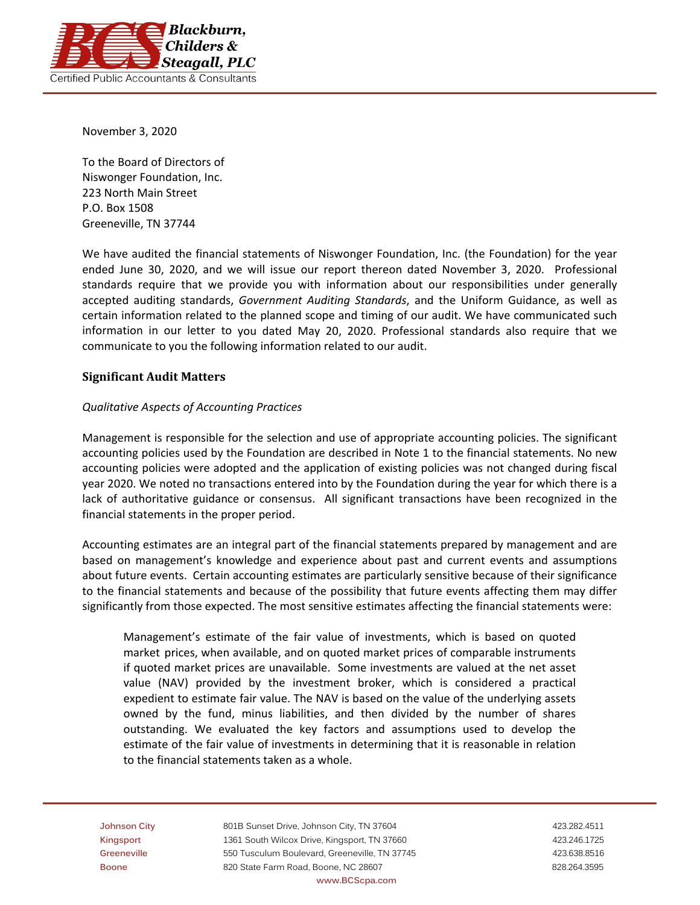**Blackburn, Childers & Steagall, PLC**
Certified Public Accountants & Consultants

November 3, 2020

To the Board of Directors of
Niswonger Foundation, Inc.
223 North Main Street
P.O. Box 1508
Greeneville, TN 37744

We have audited the financial statements of Niswonger Foundation, Inc. (the Foundation) for the year ended June 30, 2020, and we will issue our report thereon dated November 3, 2020. Professional standards require that we provide you with information about our responsibilities under generally accepted auditing standards, *Government Auditing Standards*, and the Uniform Guidance, as well as certain information related to the planned scope and timing of our audit. We have communicated such information in our letter to you dated May 20, 2020. Professional standards also require that we communicate to you the following information related to our audit.

## Significant Audit Matters

*Qualitative Aspects of Accounting Practices*

Management is responsible for the selection and use of appropriate accounting policies. The significant accounting policies used by the Foundation are described in Note 1 to the financial statements. No new accounting policies were adopted and the application of existing policies was not changed during fiscal year 2020. We noted no transactions entered into by the Foundation during the year for which there is a lack of authoritative guidance or consensus. All significant transactions have been recognized in the financial statements in the proper period.

Accounting estimates are an integral part of the financial statements prepared by management and are based on management's knowledge and experience about past and current events and assumptions about future events. Certain accounting estimates are particularly sensitive because of their significance to the financial statements and because of the possibility that future events affecting them may differ significantly from those expected. The most sensitive estimates affecting the financial statements were:

> Management's estimate of the fair value of investments, which is based on quoted market prices, when available, and on quoted market prices of comparable instruments if quoted market prices are unavailable. Some investments are valued at the net asset value (NAV) provided by the investment broker, which is considered a practical expedient to estimate fair value. The NAV is based on the value of the underlying assets owned by the fund, minus liabilities, and then divided by the number of shares outstanding. We evaluated the key factors and assumptions used to develop the estimate of the fair value of investments in determining that it is reasonable in relation to the financial statements taken as a whole.

| | | |
|---|---|---|
| Johnson City | 801B Sunset Drive, Johnson City, TN 37604 | 423.282.4511 |
| Kingsport | 1361 South Wilcox Drive, Kingsport, TN 37660 | 423.246.1725 |
| Greeneville | 550 Tusculum Boulevard, Greeneville, TN 37745 | 423.638.8516 |
| Boone | 820 State Farm Road, Boone, NC 28607 | 828.264.3595 |

www.BCScpa.com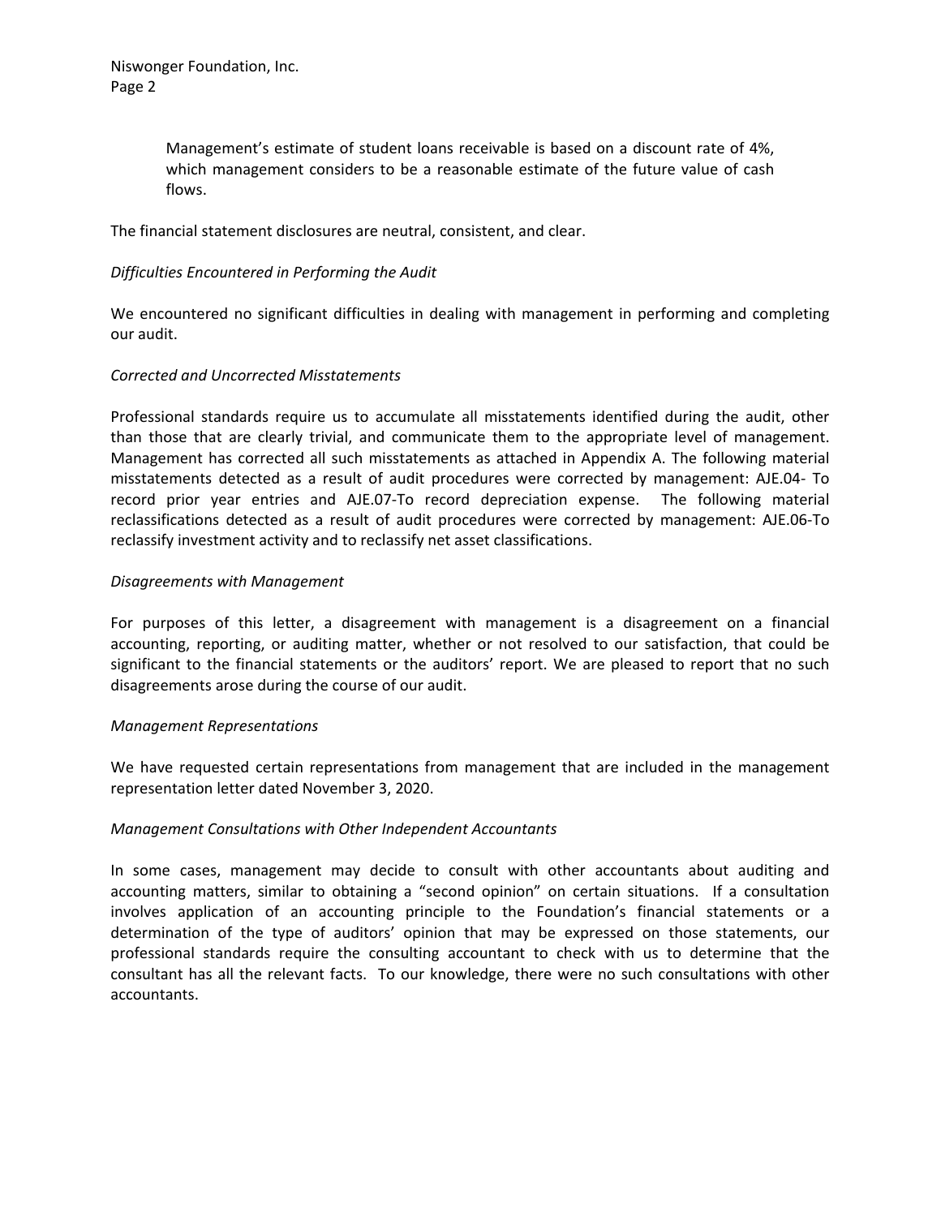Management's estimate of student loans receivable is based on a discount rate of 4%, which management considers to be a reasonable estimate of the future value of cash flows.

The financial statement disclosures are neutral, consistent, and clear.

*Difficulties Encountered in Performing the Audit*

We encountered no significant difficulties in dealing with management in performing and completing our audit.

*Corrected and Uncorrected Misstatements*

Professional standards require us to accumulate all misstatements identified during the audit, other than those that are clearly trivial, and communicate them to the appropriate level of management. Management has corrected all such misstatements as attached in Appendix A. The following material misstatements detected as a result of audit procedures were corrected by management: AJE.04- To record prior year entries and AJE.07-To record depreciation expense. The following material reclassifications detected as a result of audit procedures were corrected by management: AJE.06-To reclassify investment activity and to reclassify net asset classifications.

*Disagreements with Management*

For purposes of this letter, a disagreement with management is a disagreement on a financial accounting, reporting, or auditing matter, whether or not resolved to our satisfaction, that could be significant to the financial statements or the auditors' report. We are pleased to report that no such disagreements arose during the course of our audit.

*Management Representations*

We have requested certain representations from management that are included in the management representation letter dated November 3, 2020.

*Management Consultations with Other Independent Accountants*

In some cases, management may decide to consult with other accountants about auditing and accounting matters, similar to obtaining a "second opinion" on certain situations. If a consultation involves application of an accounting principle to the Foundation's financial statements or a determination of the type of auditors' opinion that may be expressed on those statements, our professional standards require the consulting accountant to check with us to determine that the consultant has all the relevant facts. To our knowledge, there were no such consultations with other accountants.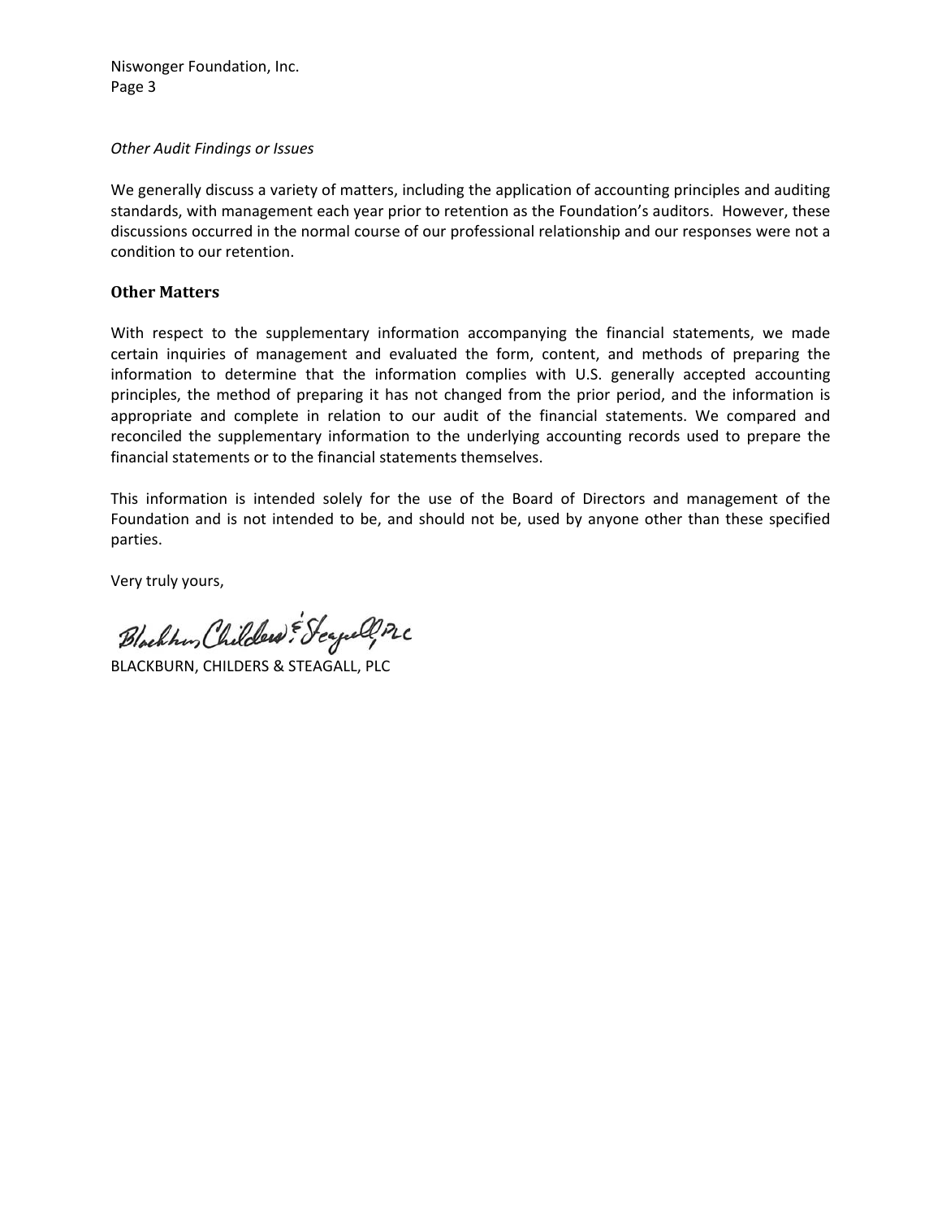*Other Audit Findings or Issues*

We generally discuss a variety of matters, including the application of accounting principles and auditing standards, with management each year prior to retention as the Foundation's auditors. However, these discussions occurred in the normal course of our professional relationship and our responses were not a condition to our retention.

## Other Matters

With respect to the supplementary information accompanying the financial statements, we made certain inquiries of management and evaluated the form, content, and methods of preparing the information to determine that the information complies with U.S. generally accepted accounting principles, the method of preparing it has not changed from the prior period, and the information is appropriate and complete in relation to our audit of the financial statements. We compared and reconciled the supplementary information to the underlying accounting records used to prepare the financial statements or to the financial statements themselves.

This information is intended solely for the use of the Board of Directors and management of the Foundation and is not intended to be, and should not be, used by anyone other than these specified parties.

Very truly yours,

Blackburn, Childers & Steagall, PLC

BLACKBURN, CHILDERS & STEAGALL, PLC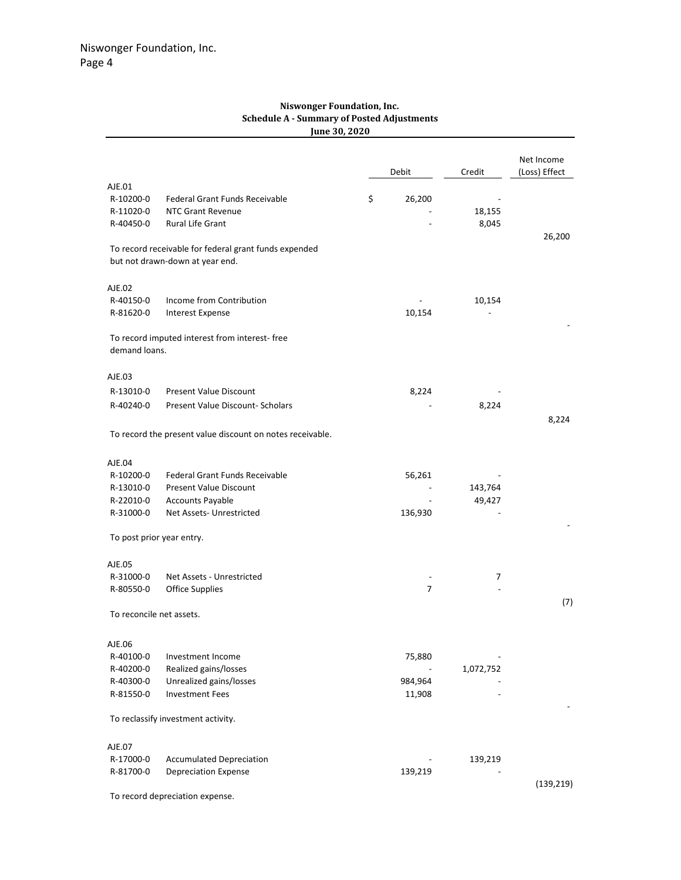**Niswonger Foundation, Inc.**
**Schedule A - Summary of Posted Adjustments**
**June 30, 2020**

| | | Debit | Credit | Net Income (Loss) Effect |
|---|---|---|---|---|
| AJE.01 | | | | |
| R-10200-0 | Federal Grant Funds Receivable | $ 26,200 | - | |
| R-11020-0 | NTC Grant Revenue | - | 18,155 | |
| R-40450-0 | Rural Life Grant | - | 8,045 | |
| | | | | 26,200 |
| | To record receivable for federal grant funds expended but not drawn-down at year end. | | | |
| AJE.02 | | | | |
| R-40150-0 | Income from Contribution | - | 10,154 | |
| R-81620-0 | Interest Expense | 10,154 | - | |
| | | | | - |
| | To record imputed interest from interest- free demand loans. | | | |
| AJE.03 | | | | |
| R-13010-0 | Present Value Discount | 8,224 | - | |
| R-40240-0 | Present Value Discount- Scholars | - | 8,224 | |
| | | | | 8,224 |
| | To record the present value discount on notes receivable. | | | |
| AJE.04 | | | | |
| R-10200-0 | Federal Grant Funds Receivable | 56,261 | - | |
| R-13010-0 | Present Value Discount | - | 143,764 | |
| R-22010-0 | Accounts Payable | - | 49,427 | |
| R-31000-0 | Net Assets- Unrestricted | 136,930 | - | |
| | | | | - |
| | To post prior year entry. | | | |
| AJE.05 | | | | |
| R-31000-0 | Net Assets - Unrestricted | - | 7 | |
| R-80550-0 | Office Supplies | 7 | - | |
| | | | | (7) |
| | To reconcile net assets. | | | |
| AJE.06 | | | | |
| R-40100-0 | Investment Income | 75,880 | - | |
| R-40200-0 | Realized gains/losses | - | 1,072,752 | |
| R-40300-0 | Unrealized gains/losses | 984,964 | - | |
| R-81550-0 | Investment Fees | 11,908 | - | |
| | | | | - |
| | To reclassify investment activity. | | | |
| AJE.07 | | | | |
| R-17000-0 | Accumulated Depreciation | - | 139,219 | |
| R-81700-0 | Depreciation Expense | 139,219 | - | |
| | | | | (139,219) |
| | To record depreciation expense. | | | |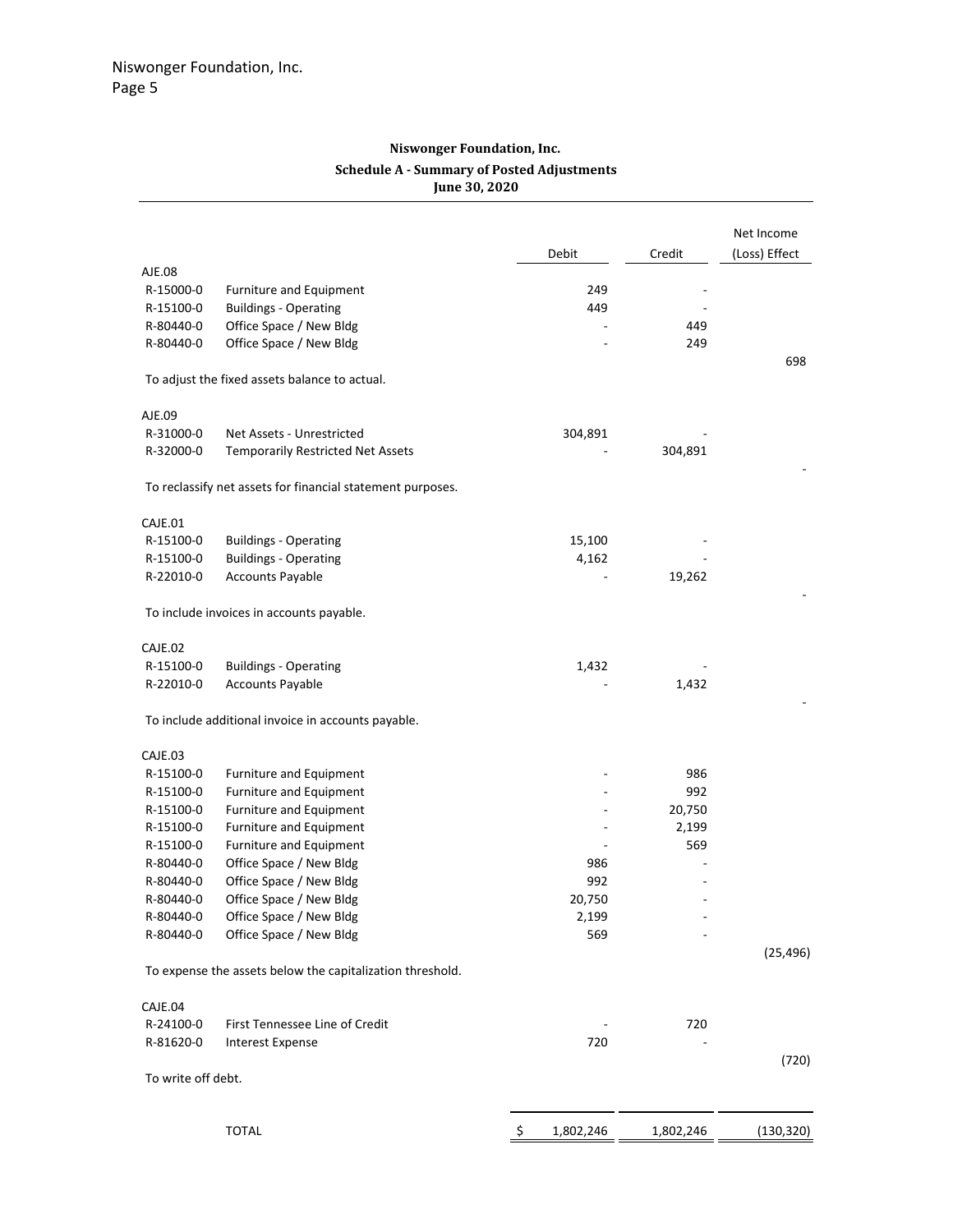Niswonger Foundation, Inc.
Page 5

## Niswonger Foundation, Inc.
### Schedule A - Summary of Posted Adjustments
### June 30, 2020

| | | Debit | Credit | Net Income (Loss) Effect |
|---|---|---|---|---|
| AJE.08 | | | | |
| R-15000-0 | Furniture and Equipment | 249 | - | |
| R-15100-0 | Buildings - Operating | 449 | - | |
| R-80440-0 | Office Space / New Bldg | - | 449 | |
| R-80440-0 | Office Space / New Bldg | - | 249 | |
| | | | | 698 |
| | To adjust the fixed assets balance to actual. | | | |
| AJE.09 | | | | |
| R-31000-0 | Net Assets - Unrestricted | 304,891 | - | |
| R-32000-0 | Temporarily Restricted Net Assets | - | 304,891 | |
| | | | | - |
| | To reclassify net assets for financial statement purposes. | | | |
| CAJE.01 | | | | |
| R-15100-0 | Buildings - Operating | 15,100 | - | |
| R-15100-0 | Buildings - Operating | 4,162 | - | |
| R-22010-0 | Accounts Payable | - | 19,262 | |
| | | | | - |
| | To include invoices in accounts payable. | | | |
| CAJE.02 | | | | |
| R-15100-0 | Buildings - Operating | 1,432 | - | |
| R-22010-0 | Accounts Payable | - | 1,432 | |
| | | | | - |
| | To include additional invoice in accounts payable. | | | |
| CAJE.03 | | | | |
| R-15100-0 | Furniture and Equipment | - | 986 | |
| R-15100-0 | Furniture and Equipment | - | 992 | |
| R-15100-0 | Furniture and Equipment | - | 20,750 | |
| R-15100-0 | Furniture and Equipment | - | 2,199 | |
| R-15100-0 | Furniture and Equipment | - | 569 | |
| R-80440-0 | Office Space / New Bldg | 986 | - | |
| R-80440-0 | Office Space / New Bldg | 992 | - | |
| R-80440-0 | Office Space / New Bldg | 20,750 | - | |
| R-80440-0 | Office Space / New Bldg | 2,199 | - | |
| R-80440-0 | Office Space / New Bldg | 569 | - | |
| | | | | (25,496) |
| | To expense the assets below the capitalization threshold. | | | |
| CAJE.04 | | | | |
| R-24100-0 | First Tennessee Line of Credit | - | 720 | |
| R-81620-0 | Interest Expense | 720 | - | |
| | | | | (720) |
| | To write off debt. | | | |
| | TOTAL | $ 1,802,246 | 1,802,246 | (130,320) |